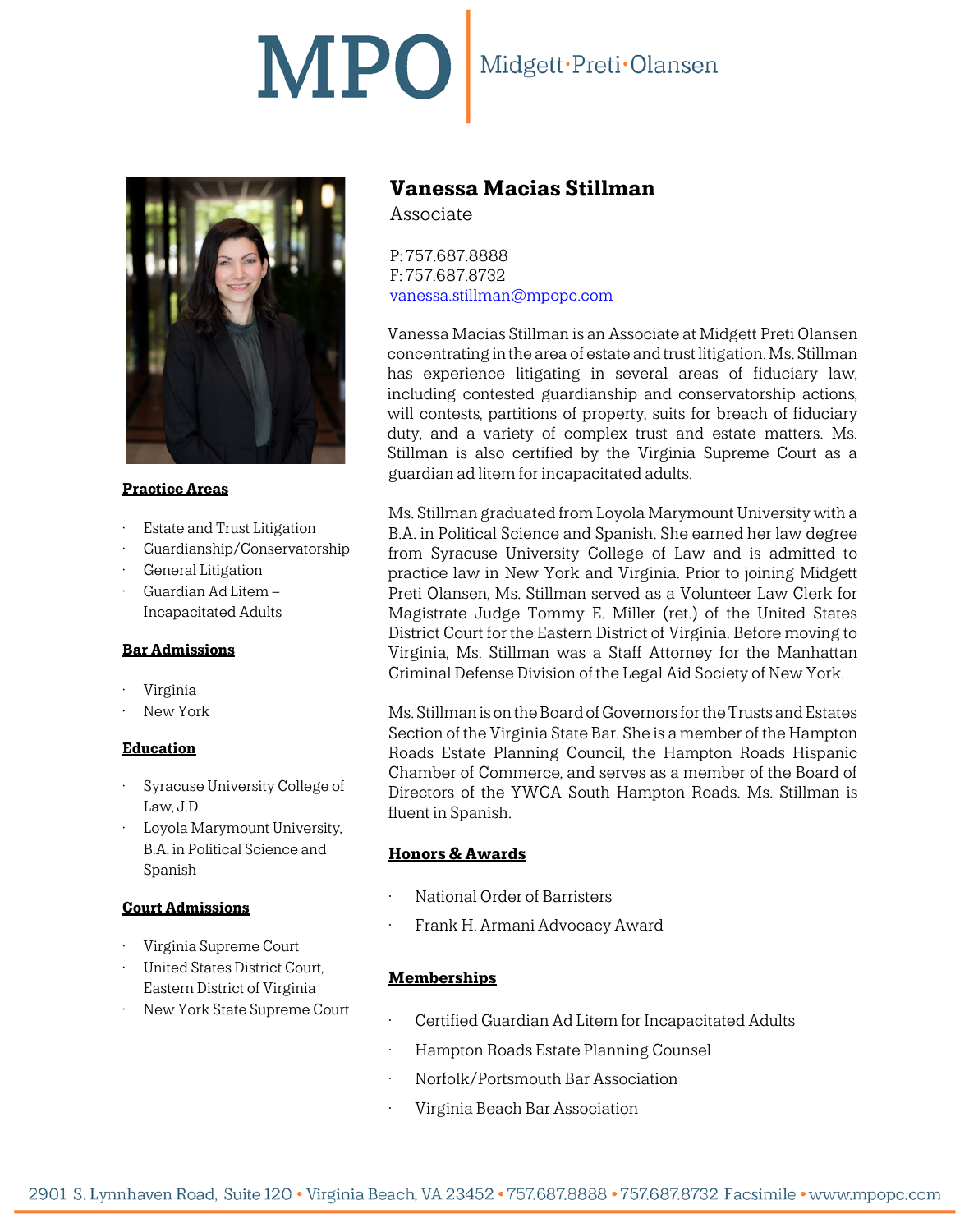# MPO | Midgett·Preti·Olansen

## Vanessa Macias Stillman

Associate

P: 757.687.8888
F: 757.687.8732
vanessa.stillman@mpopc.com

Vanessa Macias Stillman is an Associate at Midgett Preti Olansen concentrating in the area of estate and trust litigation. Ms. Stillman has experience litigating in several areas of fiduciary law, including contested guardianship and conservatorship actions, will contests, partitions of property, suits for breach of fiduciary duty, and a variety of complex trust and estate matters. Ms. Stillman is also certified by the Virginia Supreme Court as a guardian ad litem for incapacitated adults.

Ms. Stillman graduated from Loyola Marymount University with a B.A. in Political Science and Spanish. She earned her law degree from Syracuse University College of Law and is admitted to practice law in New York and Virginia. Prior to joining Midgett Preti Olansen, Ms. Stillman served as a Volunteer Law Clerk for Magistrate Judge Tommy E. Miller (ret.) of the United States District Court for the Eastern District of Virginia. Before moving to Virginia, Ms. Stillman was a Staff Attorney for the Manhattan Criminal Defense Division of the Legal Aid Society of New York.

Ms. Stillman is on the Board of Governors for the Trusts and Estates Section of the Virginia State Bar. She is a member of the Hampton Roads Estate Planning Council, the Hampton Roads Hispanic Chamber of Commerce, and serves as a member of the Board of Directors of the YWCA South Hampton Roads. Ms. Stillman is fluent in Spanish.

### Practice Areas

- Estate and Trust Litigation
- Guardianship/Conservatorship
- General Litigation
- Guardian Ad Litem – Incapacitated Adults

### Bar Admissions

- Virginia
- New York

### Education

- Syracuse University College of Law, J.D.
- Loyola Marymount University, B.A. in Political Science and Spanish

### Court Admissions

- Virginia Supreme Court
- United States District Court, Eastern District of Virginia
- New York State Supreme Court

### Honors & Awards

- National Order of Barristers
- Frank H. Armani Advocacy Award

### Memberships

- Certified Guardian Ad Litem for Incapacitated Adults
- Hampton Roads Estate Planning Counsel
- Norfolk/Portsmouth Bar Association
- Virginia Beach Bar Association

2901 S. Lynnhaven Road, Suite 120 • Virginia Beach, VA 23452 • 757.687.8888 • 757.687.8732 Facsimile • www.mpopc.com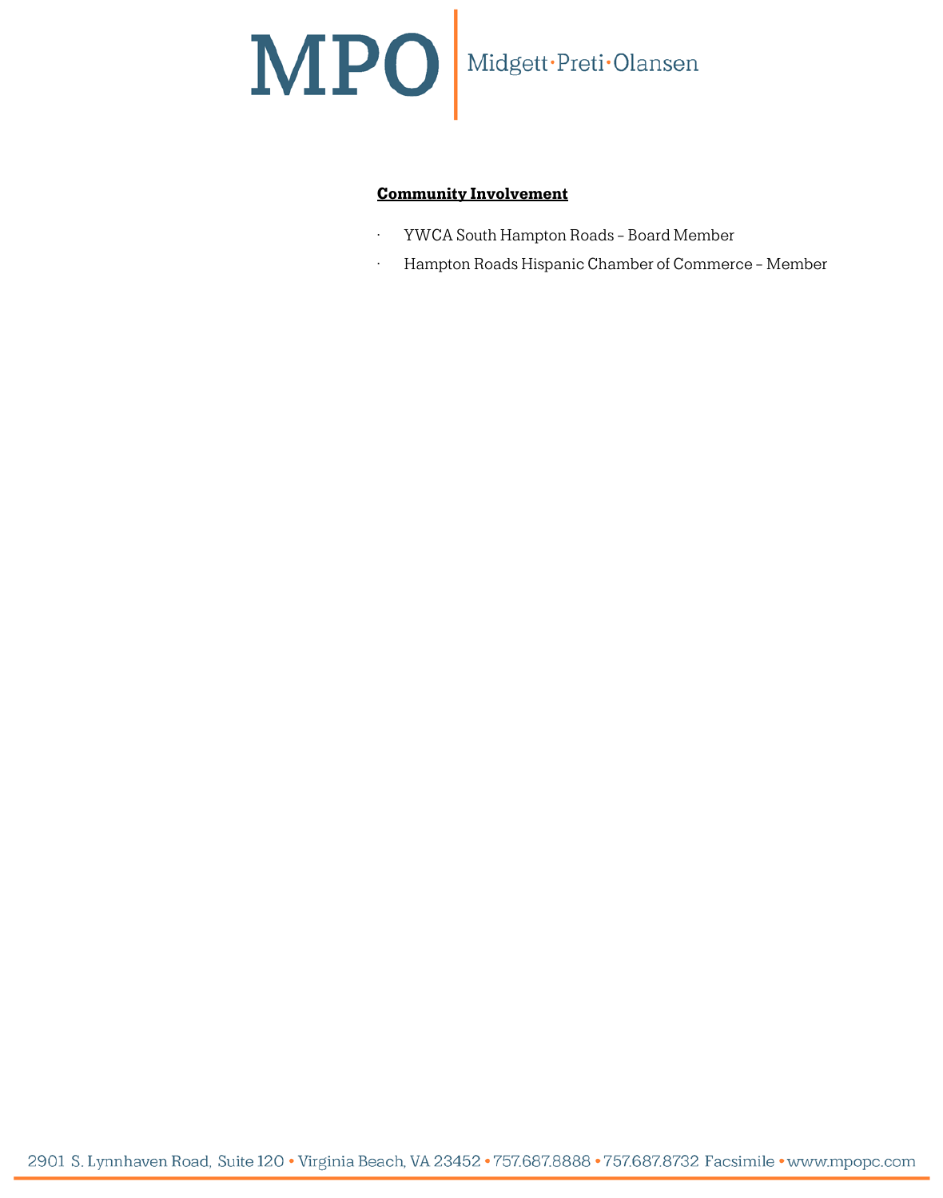**Community Involvement**

- YWCA South Hampton Roads – Board Member
- Hampton Roads Hispanic Chamber of Commerce – Member